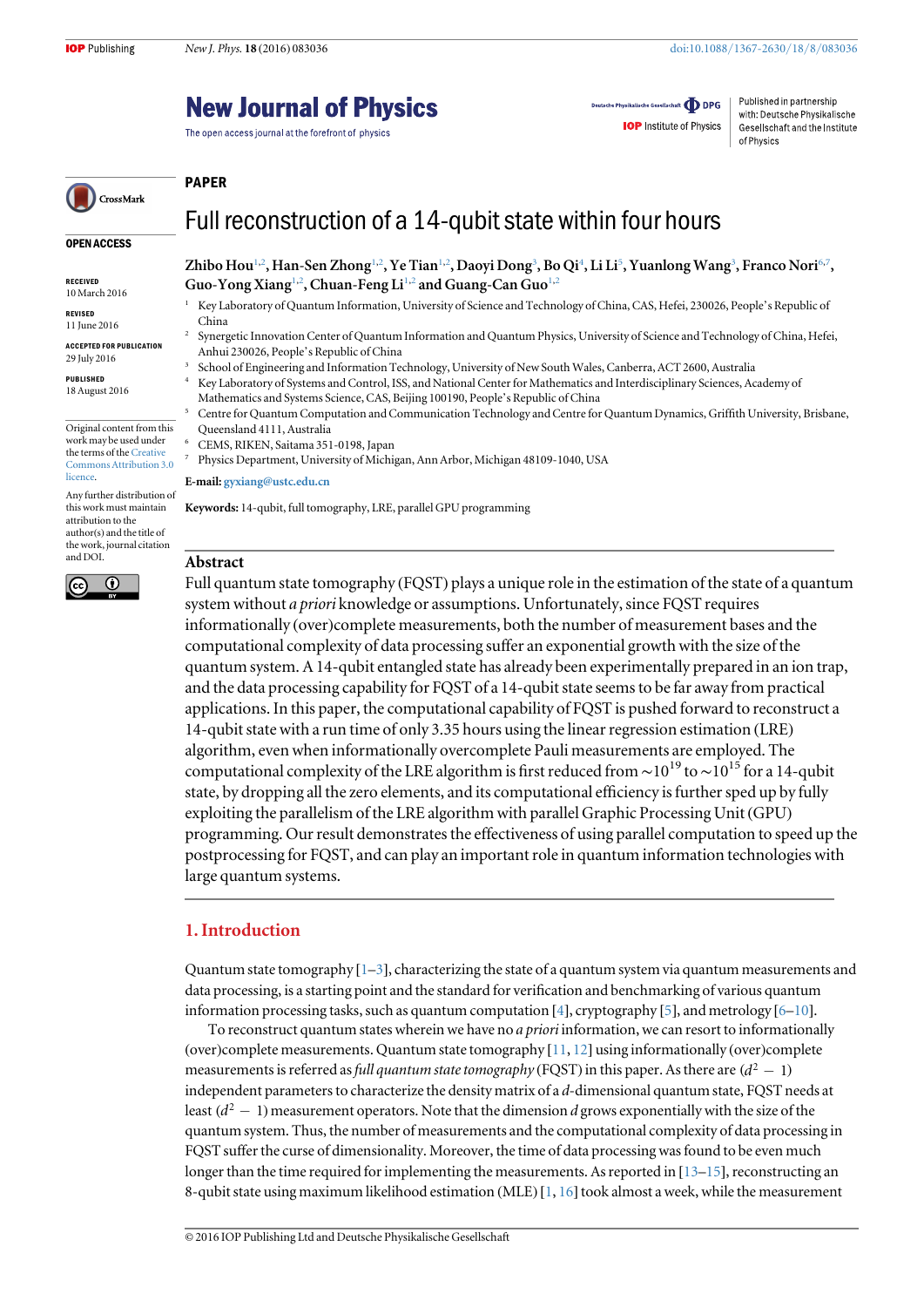PAPER

# Full reconstruction of a 14-qubit state within four hours

**Zhibo Hou[1,2], Han-Sen Zhong[1,2], Ye Tian[1,2], Daoyi Dong[3], Bo Qi[4], Li Li[5], Yuanlong Wang[3], Franco Nori[6,7], Guo-Yong Xiang[1,2], Chuan-Feng Li[1,2] and Guang-Can Guo[1,2]**

[1] Key Laboratory of Quantum Information, University of Science and Technology of China, CAS, Hefei, 230026, People's Republic of China

[2] Synergetic Innovation Center of Quantum Information and Quantum Physics, University of Science and Technology of China, Hefei, Anhui 230026, People's Republic of China

[3] School of Engineering and Information Technology, University of New South Wales, Canberra, ACT 2600, Australia

[4] Key Laboratory of Systems and Control, ISS, and National Center for Mathematics and Interdisciplinary Sciences, Academy of Mathematics and Systems Science, CAS, Beijing 100190, People's Republic of China

[5] Centre for Quantum Computation and Communication Technology and Centre for Quantum Dynamics, Griffith University, Brisbane, Queensland 4111, Australia

[6] CEMS, RIKEN, Saitama 351-0198, Japan

[7] Physics Department, University of Michigan, Ann Arbor, Michigan 48109-1040, USA

**E-mail:** gyxiang@ustc.edu.cn

**Keywords:** 14-qubit, full tomography, LRE, parallel GPU programming

OPEN ACCESS

RECEIVED 10 March 2016

REVISED 11 June 2016

ACCEPTED FOR PUBLICATION 29 July 2016

PUBLISHED 18 August 2016

Original content from this work may be used under the terms of the Creative Commons Attribution 3.0 licence.

Any further distribution of this work must maintain attribution to the author(s) and the title of the work, journal citation and DOI.

## Abstract

Full quantum state tomography (FQST) plays a unique role in the estimation of the state of a quantum system without *a priori* knowledge or assumptions. Unfortunately, since FQST requires informationally (over)complete measurements, both the number of measurement bases and the computational complexity of data processing suffer an exponential growth with the size of the quantum system. A 14-qubit entangled state has already been experimentally prepared in an ion trap, and the data processing capability for FQST of a 14-qubit state seems to be far away from practical applications. In this paper, the computational capability of FQST is pushed forward to reconstruct a 14-qubit state with a run time of only 3.35 hours using the linear regression estimation (LRE) algorithm, even when informationally overcomplete Pauli measurements are employed. The computational complexity of the LRE algorithm is first reduced from $\sim 10^{19}$ to $\sim 10^{15}$ for a 14-qubit state, by dropping all the zero elements, and its computational efficiency is further sped up by fully exploiting the parallelism of the LRE algorithm with parallel Graphic Processing Unit (GPU) programming. Our result demonstrates the effectiveness of using parallel computation to speed up the postprocessing for FQST, and can play an important role in quantum information technologies with large quantum systems.

## 1. Introduction

Quantum state tomography [1–3], characterizing the state of a quantum system via quantum measurements and data processing, is a starting point and the standard for verification and benchmarking of various quantum information processing tasks, such as quantum computation [4], cryptography [5], and metrology [6–10].

To reconstruct quantum states wherein we have no *a priori* information, we can resort to informationally (over)complete measurements. Quantum state tomography [11, 12] using informationally (over)complete measurements is referred as *full quantum state tomography* (FQST) in this paper. As there are $(d^2 - 1)$ independent parameters to characterize the density matrix of a $d$-dimensional quantum state, FQST needs at least $(d^2 - 1)$ measurement operators. Note that the dimension $d$ grows exponentially with the size of the quantum system. Thus, the number of measurements and the computational complexity of data processing in FQST suffer the curse of dimensionality. Moreover, the time of data processing was found to be even much longer than the time required for implementing the measurements. As reported in [13–15], reconstructing an 8-qubit state using maximum likelihood estimation (MLE) [1, 16] took almost a week, while the measurement

© 2016 IOP Publishing Ltd and Deutsche Physikalische Gesellschaft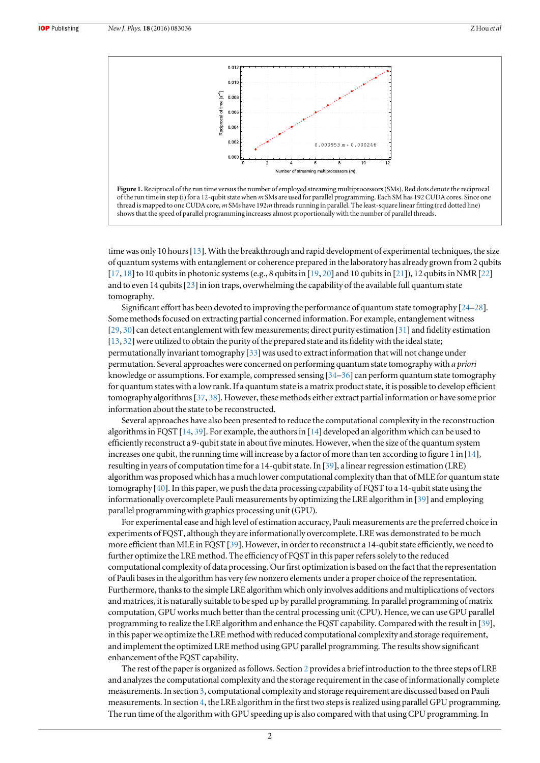**Figure 1.** Reciprocal of the run time versus the number of employed streaming multiprocessors (SMs). Red dots denote the reciprocal of the run time in step (i) for a 12-qubit state when $m$ SMs are used for parallel programming. Each SM has 192 CUDA cores. Since one thread is mapped to one CUDA core, $m$ SMs have $192m$ threads running in parallel. The least-square linear fitting (red dotted line) shows that the speed of parallel programming increases almost proportionally with the number of parallel threads.

time was only 10 hours [13]. With the breakthrough and rapid development of experimental techniques, the size of quantum systems with entanglement or coherence prepared in the laboratory has already grown from 2 qubits [17, 18] to 10 qubits in photonic systems (e.g., 8 qubits in [19, 20] and 10 qubits in [21]), 12 qubits in NMR [22] and to even 14 qubits [23] in ion traps, overwhelming the capability of the available full quantum state tomography.

Significant effort has been devoted to improving the performance of quantum state tomography [24–28]. Some methods focused on extracting partial concerned information. For example, entanglement witness [29, 30] can detect entanglement with few measurements; direct purity estimation [31] and fidelity estimation [13, 32] were utilized to obtain the purity of the prepared state and its fidelity with the ideal state; permutationally invariant tomography [33] was used to extract information that will not change under permutation. Several approaches were concerned on performing quantum state tomography with *a priori* knowledge or assumptions. For example, compressed sensing [34–36] can perform quantum state tomography for quantum states with a low rank. If a quantum state is a matrix product state, it is possible to develop efficient tomography algorithms [37, 38]. However, these methods either extract partial information or have some prior information about the state to be reconstructed.

Several approaches have also been presented to reduce the computational complexity in the reconstruction algorithms in FQST [14, 39]. For example, the authors in [14] developed an algorithm which can be used to efficiently reconstruct a 9-qubit state in about five minutes. However, when the size of the quantum system increases one qubit, the running time will increase by a factor of more than ten according to figure 1 in [14], resulting in years of computation time for a 14-qubit state. In [39], a linear regression estimation (LRE) algorithm was proposed which has a much lower computational complexity than that of MLE for quantum state tomography [40]. In this paper, we push the data processing capability of FQST to a 14-qubit state using the informationally overcomplete Pauli measurements by optimizing the LRE algorithm in [39] and employing parallel programming with graphics processing unit (GPU).

For experimental ease and high level of estimation accuracy, Pauli measurements are the preferred choice in experiments of FQST, although they are informationally overcomplete. LRE was demonstrated to be much more efficient than MLE in FQST [39]. However, in order to reconstruct a 14-qubit state efficiently, we need to further optimize the LRE method. The efficiency of FQST in this paper refers solely to the reduced computational complexity of data processing. Our first optimization is based on the fact that the representation of Pauli bases in the algorithm has very few nonzero elements under a proper choice of the representation. Furthermore, thanks to the simple LRE algorithm which only involves additions and multiplications of vectors and matrices, it is naturally suitable to be sped up by parallel programming. In parallel programming of matrix computation, GPU works much better than the central processing unit (CPU). Hence, we can use GPU parallel programming to realize the LRE algorithm and enhance the FQST capability. Compared with the result in [39], in this paper we optimize the LRE method with reduced computational complexity and storage requirement, and implement the optimized LRE method using GPU parallel programming. The results show significant enhancement of the FQST capability.

The rest of the paper is organized as follows. Section 2 provides a brief introduction to the three steps of LRE and analyzes the computational complexity and the storage requirement in the case of informationally complete measurements. In section 3, computational complexity and storage requirement are discussed based on Pauli measurements. In section 4, the LRE algorithm in the first two steps is realized using parallel GPU programming. The run time of the algorithm with GPU speeding up is also compared with that using CPU programming. In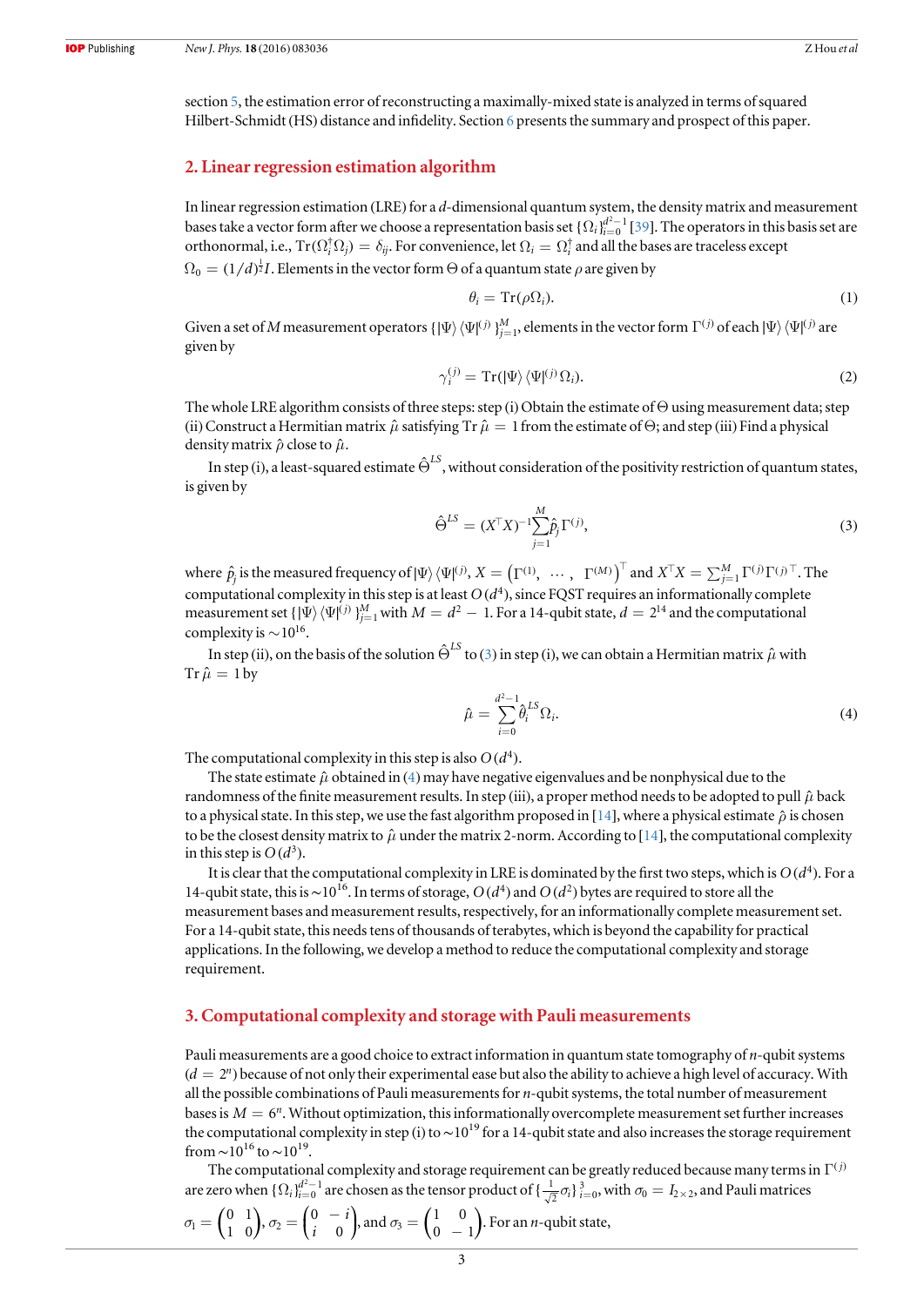section 5, the estimation error of reconstructing a maximally-mixed state is analyzed in terms of squared Hilbert-Schmidt (HS) distance and infidelity. Section 6 presents the summary and prospect of this paper.

## 2. Linear regression estimation algorithm

In linear regression estimation (LRE) for a $d$-dimensional quantum system, the density matrix and measurement bases take a vector form after we choose a representation basis set $\{\Omega_i\}_{i=0}^{d^2-1}$ [39]. The operators in this basis set are orthonormal, i.e., $\mathrm{Tr}(\Omega_i^\dagger \Omega_j) = \delta_{ij}$. For convenience, let $\Omega_i = \Omega_i^\dagger$ and all the bases are traceless except $\Omega_0 = (1/d)^{\frac{1}{2}} I$. Elements in the vector form $\Theta$ of a quantum state $\rho$ are given by

$$\theta_i = \mathrm{Tr}(\rho \Omega_i). \tag{1}$$

Given a set of $M$ measurement operators $\{|\Psi\rangle\langle\Psi|^{(j)}\}_{j=1}^{M}$, elements in the vector form $\Gamma^{(j)}$ of each $|\Psi\rangle\langle\Psi|^{(j)}$ are given by

$$\gamma_i^{(j)} = \mathrm{Tr}(|\Psi\rangle\langle\Psi|^{(j)} \Omega_i). \tag{2}$$

The whole LRE algorithm consists of three steps: step (i) Obtain the estimate of $\Theta$ using measurement data; step (ii) Construct a Hermitian matrix $\hat{\mu}$ satisfying $\mathrm{Tr}\,\hat{\mu} = 1$ from the estimate of $\Theta$; and step (iii) Find a physical density matrix $\hat{\rho}$ close to $\hat{\mu}$.

In step (i), a least-squared estimate $\hat{\Theta}^{LS}$, without consideration of the positivity restriction of quantum states, is given by

$$\hat{\Theta}^{LS} = (X^\top X)^{-1} \sum_{j=1}^{M} \hat{p}_j \Gamma^{(j)}, \tag{3}$$

where $\hat{p}_j$ is the measured frequency of $|\Psi\rangle\langle\Psi|^{(j)}$, $X = \left(\Gamma^{(1)}, \ \cdots, \ \Gamma^{(M)}\right)^\top$ and $X^\top X = \sum_{j=1}^{M} \Gamma^{(j)} \Gamma^{(j)\top}$. The computational complexity in this step is at least $O(d^4)$, since FQST requires an informationally complete measurement set $\{|\Psi\rangle\langle\Psi|^{(j)}\}_{j=1}^{M}$ with $M = d^2 - 1$. For a 14-qubit state, $d = 2^{14}$ and the computational complexity is $\sim 10^{16}$.

In step (ii), on the basis of the solution $\hat{\Theta}^{LS}$ to (3) in step (i), we can obtain a Hermitian matrix $\hat{\mu}$ with $\mathrm{Tr}\,\hat{\mu} = 1$ by

$$\hat{\mu} = \sum_{i=0}^{d^2-1} \hat{\theta}_i^{LS} \Omega_i. \tag{4}$$

The computational complexity in this step is also $O(d^4)$.

The state estimate $\hat{\mu}$ obtained in (4) may have negative eigenvalues and be nonphysical due to the randomness of the finite measurement results. In step (iii), a proper method needs to be adopted to pull $\hat{\mu}$ back to a physical state. In this step, we use the fast algorithm proposed in [14], where a physical estimate $\hat{\rho}$ is chosen to be the closest density matrix to $\hat{\mu}$ under the matrix 2-norm. According to [14], the computational complexity in this step is $O(d^3)$.

It is clear that the computational complexity in LRE is dominated by the first two steps, which is $O(d^4)$. For a 14-qubit state, this is $\sim 10^{16}$. In terms of storage, $O(d^4)$ and $O(d^2)$ bytes are required to store all the measurement bases and measurement results, respectively, for an informationally complete measurement set. For a 14-qubit state, this needs tens of thousands of terabytes, which is beyond the capability for practical applications. In the following, we develop a method to reduce the computational complexity and storage requirement.

## 3. Computational complexity and storage with Pauli measurements

Pauli measurements are a good choice to extract information in quantum state tomography of $n$-qubit systems ($d = 2^n$) because of not only their experimental ease but also the ability to achieve a high level of accuracy. With all the possible combinations of Pauli measurements for $n$-qubit systems, the total number of measurement bases is $M = 6^n$. Without optimization, this informationally overcomplete measurement set further increases the computational complexity in step (i) to $\sim 10^{19}$ for a 14-qubit state and also increases the storage requirement from $\sim 10^{16}$ to $\sim 10^{19}$.

The computational complexity and storage requirement can be greatly reduced because many terms in $\Gamma^{(j)}$ are zero when $\{\Omega_i\}_{i=0}^{d^2-1}$ are chosen as the tensor product of $\{\frac{1}{\sqrt{2}}\sigma_i\}_{i=0}^{3}$, with $\sigma_0 = I_{2\times 2}$, and Pauli matrices $\sigma_1 = \begin{pmatrix} 0 & 1 \\ 1 & 0 \end{pmatrix}$, $\sigma_2 = \begin{pmatrix} 0 & -i \\ i & 0 \end{pmatrix}$, and $\sigma_3 = \begin{pmatrix} 1 & 0 \\ 0 & -1 \end{pmatrix}$. For an $n$-qubit state,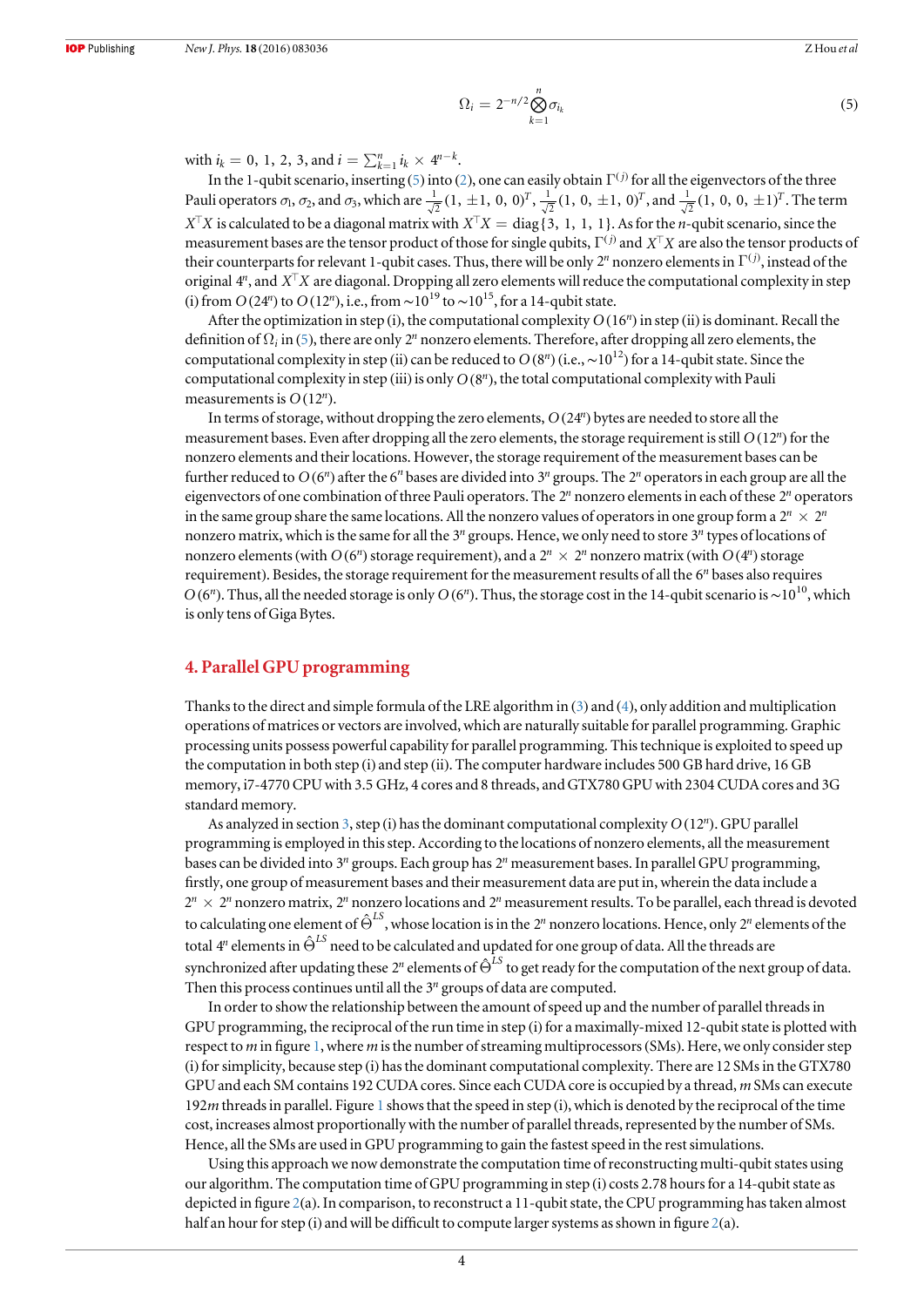$$\Omega_i = 2^{-n/2} \bigotimes_{k=1}^{n} \sigma_{i_k} \tag{5}$$

with $i_k = 0, 1, 2, 3$, and $i = \sum_{k=1}^{n} i_k \times 4^{n-k}$.

In the 1-qubit scenario, inserting (5) into (2), one can easily obtain $\Gamma^{(j)}$ for all the eigenvectors of the three Pauli operators $\sigma_1$, $\sigma_2$, and $\sigma_3$, which are $\frac{1}{\sqrt{2}}(1, \pm 1, 0, 0)^T$, $\frac{1}{\sqrt{2}}(1, 0, \pm 1, 0)^T$, and $\frac{1}{\sqrt{2}}(1, 0, 0, \pm 1)^T$. The term $X^\top X$ is calculated to be a diagonal matrix with $X^\top X = \mathrm{diag}\{3, 1, 1, 1\}$. As for the $n$-qubit scenario, since the measurement bases are the tensor product of those for single qubits, $\Gamma^{(j)}$ and $X^\top X$ are also the tensor products of their counterparts for relevant 1-qubit cases. Thus, there will be only $2^n$ nonzero elements in $\Gamma^{(j)}$, instead of the original $4^n$, and $X^\top X$ are diagonal. Dropping all zero elements will reduce the computational complexity in step (i) from $O(24^n)$ to $O(12^n)$, i.e., from $\sim 10^{19}$ to $\sim 10^{15}$, for a 14-qubit state.

After the optimization in step (i), the computational complexity $O(16^n)$ in step (ii) is dominant. Recall the definition of $\Omega_i$ in (5), there are only $2^n$ nonzero elements. Therefore, after dropping all zero elements, the computational complexity in step (ii) can be reduced to $O(8^n)$ (i.e., $\sim 10^{12}$) for a 14-qubit state. Since the computational complexity in step (iii) is only $O(8^n)$, the total computational complexity with Pauli measurements is $O(12^n)$.

In terms of storage, without dropping the zero elements, $O(24^n)$ bytes are needed to store all the measurement bases. Even after dropping all the zero elements, the storage requirement is still $O(12^n)$ for the nonzero elements and their locations. However, the storage requirement of the measurement bases can be further reduced to $O(6^n)$ after the $6^n$ bases are divided into $3^n$ groups. The $2^n$ operators in each group are all the eigenvectors of one combination of three Pauli operators. The $2^n$ nonzero elements in each of these $2^n$ operators in the same group share the same locations. All the nonzero values of operators in one group form a $2^n \times 2^n$ nonzero matrix, which is the same for all the $3^n$ groups. Hence, we only need to store $3^n$ types of locations of nonzero elements (with $O(6^n)$ storage requirement), and a $2^n \times 2^n$ nonzero matrix (with $O(4^n)$ storage requirement). Besides, the storage requirement for the measurement results of all the $6^n$ bases also requires $O(6^n)$. Thus, all the needed storage is only $O(6^n)$. Thus, the storage cost in the 14-qubit scenario is $\sim 10^{10}$, which is only tens of Giga Bytes.

## 4. Parallel GPU programming

Thanks to the direct and simple formula of the LRE algorithm in (3) and (4), only addition and multiplication operations of matrices or vectors are involved, which are naturally suitable for parallel programming. Graphic processing units possess powerful capability for parallel programming. This technique is exploited to speed up the computation in both step (i) and step (ii). The computer hardware includes 500 GB hard drive, 16 GB memory, i7-4770 CPU with 3.5 GHz, 4 cores and 8 threads, and GTX780 GPU with 2304 CUDA cores and 3G standard memory.

As analyzed in section 3, step (i) has the dominant computational complexity $O(12^n)$. GPU parallel programming is employed in this step. According to the locations of nonzero elements, all the measurement bases can be divided into $3^n$ groups. Each group has $2^n$ measurement bases. In parallel GPU programming, firstly, one group of measurement bases and their measurement data are put in, wherein the data include a $2^n \times 2^n$ nonzero matrix, $2^n$ nonzero locations and $2^n$ measurement results. To be parallel, each thread is devoted to calculating one element of $\hat{\Theta}^{LS}$, whose location is in the $2^n$ nonzero locations. Hence, only $2^n$ elements of the total $4^n$ elements in $\hat{\Theta}^{LS}$ need to be calculated and updated for one group of data. All the threads are synchronized after updating these $2^n$ elements of $\hat{\Theta}^{LS}$ to get ready for the computation of the next group of data. Then this process continues until all the $3^n$ groups of data are computed.

In order to show the relationship between the amount of speed up and the number of parallel threads in GPU programming, the reciprocal of the run time in step (i) for a maximally-mixed 12-qubit state is plotted with respect to $m$ in figure 1, where $m$ is the number of streaming multiprocessors (SMs). Here, we only consider step (i) for simplicity, because step (i) has the dominant computational complexity. There are 12 SMs in the GTX780 GPU and each SM contains 192 CUDA cores. Since each CUDA core is occupied by a thread, $m$ SMs can execute $192m$ threads in parallel. Figure 1 shows that the speed in step (i), which is denoted by the reciprocal of the time cost, increases almost proportionally with the number of parallel threads, represented by the number of SMs. Hence, all the SMs are used in GPU programming to gain the fastest speed in the rest simulations.

Using this approach we now demonstrate the computation time of reconstructing multi-qubit states using our algorithm. The computation time of GPU programming in step (i) costs 2.78 hours for a 14-qubit state as depicted in figure 2(a). In comparison, to reconstruct a 11-qubit state, the CPU programming has taken almost half an hour for step (i) and will be difficult to compute larger systems as shown in figure 2(a).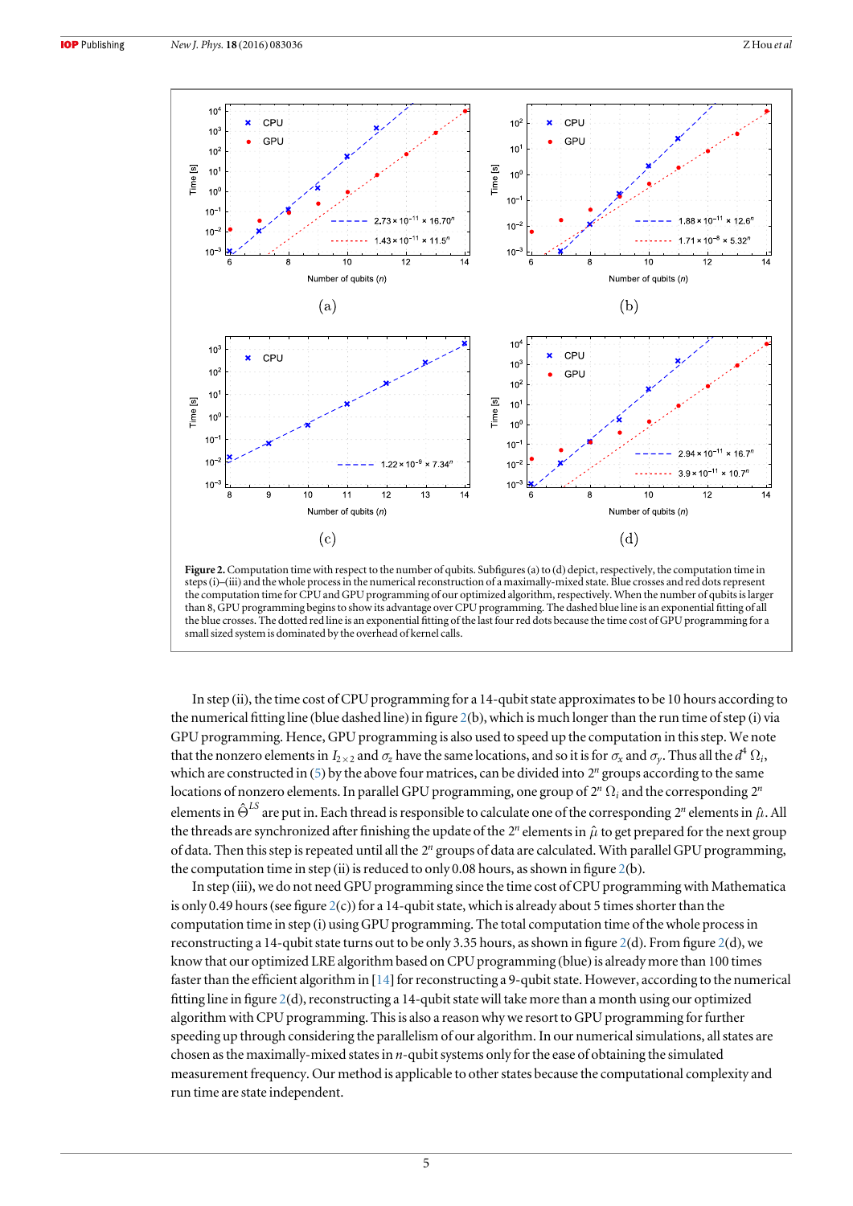**Figure 2.** Computation time with respect to the number of qubits. Subfigures (a) to (d) depict, respectively, the computation time in steps (i)–(iii) and the whole process in the numerical reconstruction of a maximally-mixed state. Blue crosses and red dots represent the computation time for CPU and GPU programming of our optimized algorithm, respectively. When the number of qubits is larger than 8, GPU programming begins to show its advantage over CPU programming. The dashed blue line is an exponential fitting of all the blue crosses. The dotted red line is an exponential fitting of the last four red dots because the time cost of GPU programming for a small sized system is dominated by the overhead of kernel calls.

In step (ii), the time cost of CPU programming for a 14-qubit state approximates to be 10 hours according to the numerical fitting line (blue dashed line) in figure 2(b), which is much longer than the run time of step (i) via GPU programming. Hence, GPU programming is also used to speed up the computation in this step. We note that the nonzero elements in $I_{2\times 2}$ and $\sigma_z$ have the same locations, and so it is for $\sigma_x$ and $\sigma_y$. Thus all the $d^4$ $\Omega_i$, which are constructed in (5) by the above four matrices, can be divided into $2^n$ groups according to the same locations of nonzero elements. In parallel GPU programming, one group of $2^n$ $\Omega_i$ and the corresponding $2^n$ elements in $\hat{\Theta}^{LS}$ are put in. Each thread is responsible to calculate one of the corresponding $2^n$ elements in $\hat{\mu}$. All the threads are synchronized after finishing the update of the $2^n$ elements in $\hat{\mu}$ to get prepared for the next group of data. Then this step is repeated until all the $2^n$ groups of data are calculated. With parallel GPU programming, the computation time in step (ii) is reduced to only 0.08 hours, as shown in figure 2(b).

In step (iii), we do not need GPU programming since the time cost of CPU programming with Mathematica is only 0.49 hours (see figure 2(c)) for a 14-qubit state, which is already about 5 times shorter than the computation time in step (i) using GPU programming. The total computation time of the whole process in reconstructing a 14-qubit state turns out to be only 3.35 hours, as shown in figure 2(d). From figure 2(d), we know that our optimized LRE algorithm based on CPU programming (blue) is already more than 100 times faster than the efficient algorithm in [14] for reconstructing a 9-qubit state. However, according to the numerical fitting line in figure 2(d), reconstructing a 14-qubit state will take more than a month using our optimized algorithm with CPU programming. This is also a reason why we resort to GPU programming for further speeding up through considering the parallelism of our algorithm. In our numerical simulations, all states are chosen as the maximally-mixed states in $n$-qubit systems only for the ease of obtaining the simulated measurement frequency. Our method is applicable to other states because the computational complexity and run time are state independent.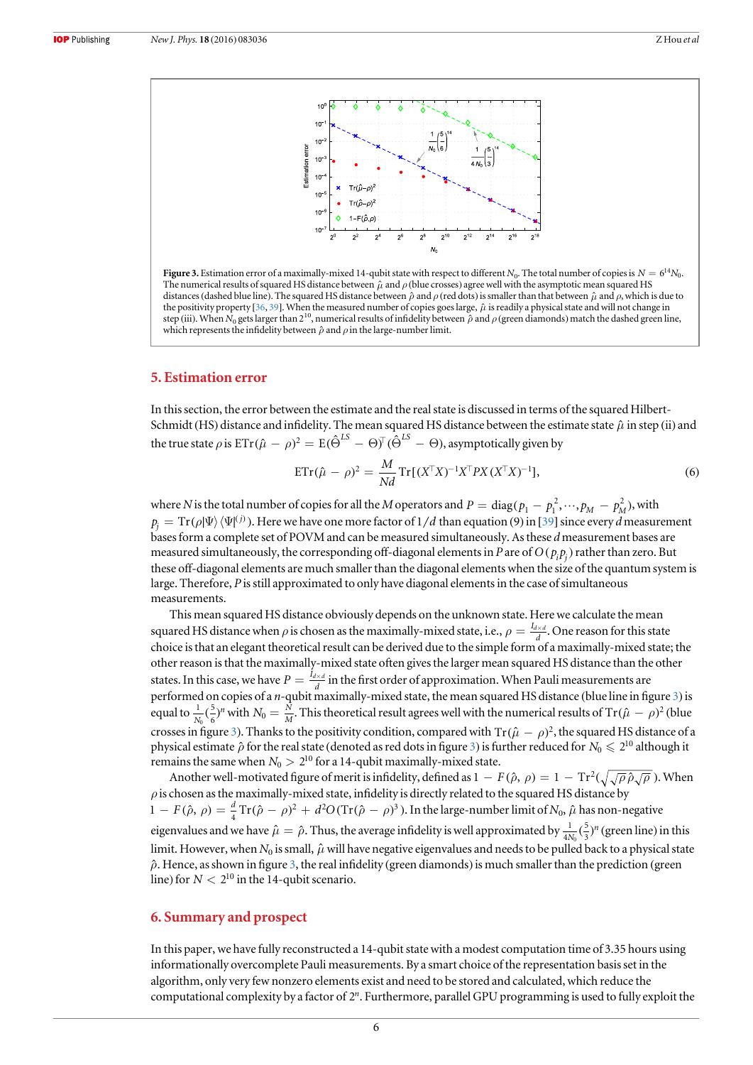**Figure 3.** Estimation error of a maximally-mixed 14-qubit state with respect to different $N_0$. The total number of copies is $N = 6^{14}N_0$. The numerical results of squared HS distance between $\hat{\mu}$ and $\rho$ (blue crosses) agree well with the asymptotic mean squared HS distances (dashed blue line). The squared HS distance between $\hat{\rho}$ and $\rho$ (red dots) is smaller than that between $\hat{\mu}$ and $\rho$, which is due to the positivity property [36, 39]. When the measured number of copies goes large, $\hat{\mu}$ is readily a physical state and will not change in step (iii). When $N_0$ gets larger than $2^{10}$, numerical results of infidelity between $\hat{\rho}$ and $\rho$ (green diamonds) match the dashed green line, which represents the infidelity between $\hat{\rho}$ and $\rho$ in the large-number limit.

## 5. Estimation error

In this section, the error between the estimate and the real state is discussed in terms of the squared Hilbert-Schmidt (HS) distance and infidelity. The mean squared HS distance between the estimate state $\hat{\mu}$ in step (ii) and the true state $\rho$ is $\mathrm{ETr}(\hat{\mu} - \rho)^2 = \mathrm{E}(\hat{\Theta}^{LS} - \Theta)^\top(\hat{\Theta}^{LS} - \Theta)$, asymptotically given by

$$\mathrm{ETr}(\hat{\mu} - \rho)^2 = \frac{M}{Nd}\mathrm{Tr}[(X^\top X)^{-1}X^\top PX(X^\top X)^{-1}], \tag{6}$$

where $N$ is the total number of copies for all the $M$ operators and $P = \mathrm{diag}(p_1 - p_1^2, \cdots, p_M - p_M^2)$, with $p_j = \mathrm{Tr}(\rho|\Psi\rangle\langle\Psi|^{(j)})$. Here we have one more factor of $1/d$ than equation (9) in [39] since every $d$ measurement bases form a complete set of POVM and can be measured simultaneously. As these $d$ measurement bases are measured simultaneously, the corresponding off-diagonal elements in $P$ are of $O(p_i p_j)$ rather than zero. But these off-diagonal elements are much smaller than the diagonal elements when the size of the quantum system is large. Therefore, $P$ is still approximated to only have diagonal elements in the case of simultaneous measurements.

This mean squared HS distance obviously depends on the unknown state. Here we calculate the mean squared HS distance when $\rho$ is chosen as the maximally-mixed state, i.e., $\rho = \frac{I_{d\times d}}{d}$. One reason for this state choice is that an elegant theoretical result can be derived due to the simple form of a maximally-mixed state; the other reason is that the maximally-mixed state often gives the larger mean squared HS distance than the other states. In this case, we have $P = \frac{I_{d\times d}}{d}$ in the first order of approximation. When Pauli measurements are performed on copies of a $n$-qubit maximally-mixed state, the mean squared HS distance (blue line in figure 3) is equal to $\frac{1}{N_0}(\frac{5}{6})^n$ with $N_0 = \frac{N}{M}$. This theoretical result agrees well with the numerical results of $\mathrm{Tr}(\hat{\mu} - \rho)^2$ (blue crosses in figure 3). Thanks to the positivity condition, compared with $\mathrm{Tr}(\hat{\mu} - \rho)^2$, the squared HS distance of a physical estimate $\hat{\rho}$ for the real state (denoted as red dots in figure 3) is further reduced for $N_0 \leqslant 2^{10}$ although it remains the same when $N_0 > 2^{10}$ for a 14-qubit maximally-mixed state.

Another well-motivated figure of merit is infidelity, defined as $1 - F(\hat{\rho}, \rho) = 1 - \mathrm{Tr}^2(\sqrt{\sqrt{\rho}\hat{\rho}\sqrt{\rho}})$. When $\rho$ is chosen as the maximally-mixed state, infidelity is directly related to the squared HS distance by $1 - F(\hat{\rho}, \rho) = \frac{d}{4}\mathrm{Tr}(\hat{\rho} - \rho)^2 + d^2 O(\mathrm{Tr}(\hat{\rho} - \rho)^3)$. In the large-number limit of $N_0$, $\hat{\mu}$ has non-negative eigenvalues and we have $\hat{\mu} = \hat{\rho}$. Thus, the average infidelity is well approximated by $\frac{1}{4N_0}(\frac{5}{3})^n$ (green line) in this limit. However, when $N_0$ is small, $\hat{\mu}$ will have negative eigenvalues and needs to be pulled back to a physical state $\hat{\rho}$. Hence, as shown in figure 3, the real infidelity (green diamonds) is much smaller than the prediction (green line) for $N < 2^{10}$ in the 14-qubit scenario.

## 6. Summary and prospect

In this paper, we have fully reconstructed a 14-qubit state with a modest computation time of 3.35 hours using informationally overcomplete Pauli measurements. By a smart choice of the representation basis set in the algorithm, only very few nonzero elements exist and need to be stored and calculated, which reduce the computational complexity by a factor of $2^n$. Furthermore, parallel GPU programming is used to fully exploit the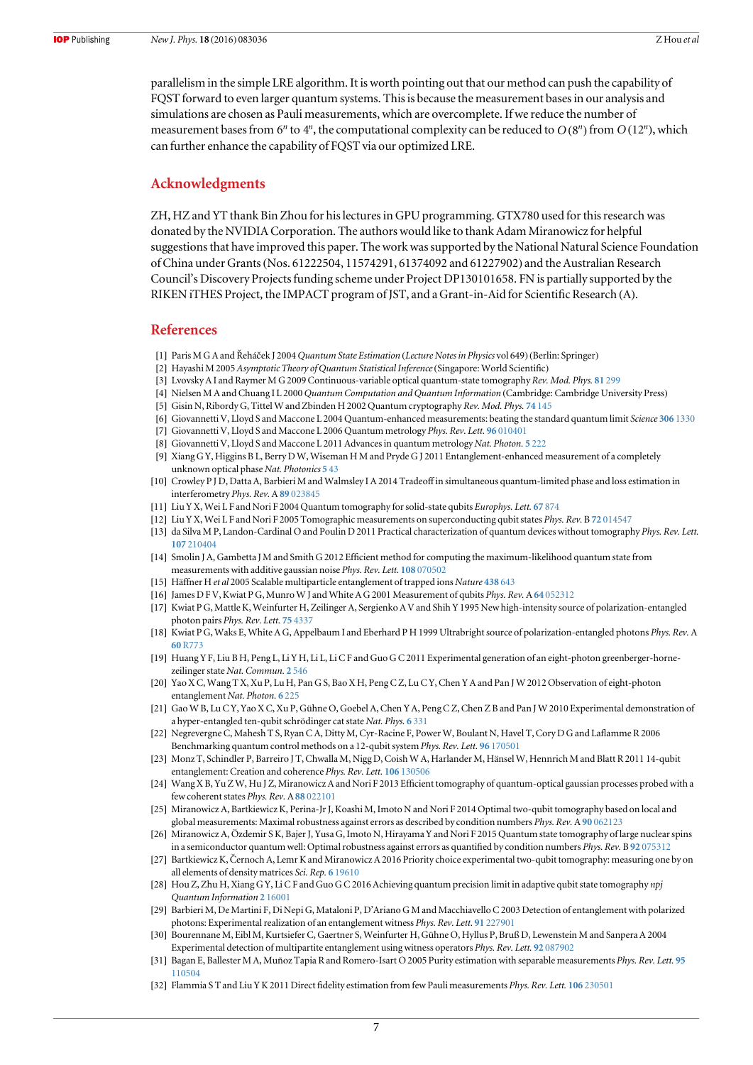parallelism in the simple LRE algorithm. It is worth pointing out that our method can push the capability of FQST forward to even larger quantum systems. This is because the measurement bases in our analysis and simulations are chosen as Pauli measurements, which are overcomplete. If we reduce the number of measurement bases from $6^n$ to $4^n$, the computational complexity can be reduced to $O(8^n)$ from $O(12^n)$, which can further enhance the capability of FQST via our optimized LRE.

## Acknowledgments

ZH, HZ and YT thank Bin Zhou for his lectures in GPU programming. GTX780 used for this research was donated by the NVIDIA Corporation. The authors would like to thank Adam Miranowicz for helpful suggestions that have improved this paper. The work was supported by the National Natural Science Foundation of China under Grants (Nos. 61222504, 11574291, 61374092 and 61227902) and the Australian Research Council's Discovery Projects funding scheme under Project DP130101658. FN is partially supported by the RIKEN iTHES Project, the IMPACT program of JST, and a Grant-in-Aid for Scientific Research (A).

## References

[1] Paris M G A and Řeháček J 2004 *Quantum State Estimation* (*Lecture Notes in Physics* vol 649) (Berlin: Springer)

[2] Hayashi M 2005 *Asymptotic Theory of Quantum Statistical Inference* (Singapore: World Scientific)

[3] Lvovsky A I and Raymer M G 2009 Continuous-variable optical quantum-state tomography *Rev. Mod. Phys.* **81** 299

[4] Nielsen M A and Chuang I L 2000 *Quantum Computation and Quantum Information* (Cambridge: Cambridge University Press)

[5] Gisin N, Ribordy G, Tittel W and Zbinden H 2002 Quantum cryptography *Rev. Mod. Phys.* **74** 145

[6] Giovannetti V, Lloyd S and Maccone L 2004 Quantum-enhanced measurements: beating the standard quantum limit *Science* **306** 1330

[7] Giovannetti V, Lloyd S and Maccone L 2006 Quantum metrology *Phys. Rev. Lett.* **96** 010401

[8] Giovannetti V, Lloyd S and Maccone L 2011 Advances in quantum metrology *Nat. Photon.* **5** 222

[9] Xiang G Y, Higgins B L, Berry D W, Wiseman H M and Pryde G J 2011 Entanglement-enhanced measurement of a completely unknown optical phase *Nat. Photonics* **5** 43

[10] Crowley P J D, Datta A, Barbieri M and Walmsley I A 2014 Tradeoff in simultaneous quantum-limited phase and loss estimation in interferometry *Phys. Rev.* A **89** 023845

[11] Liu Y X, Wei L F and Nori F 2004 Quantum tomography for solid-state qubits *Europhys. Lett.* **67** 874

[12] Liu Y X, Wei L F and Nori F 2005 Tomographic measurements on superconducting qubit states *Phys. Rev.* B **72** 014547

[13] da Silva M P, Landon-Cardinal O and Poulin D 2011 Practical characterization of quantum devices without tomography *Phys. Rev. Lett.* **107** 210404

[14] Smolin J A, Gambetta J M and Smith G 2012 Efficient method for computing the maximum-likelihood quantum state from measurements with additive gaussian noise *Phys. Rev. Lett.* **108** 070502

[15] Häffner H *et al* 2005 Scalable multiparticle entanglement of trapped ions *Nature* **438** 643

[16] James D F V, Kwiat P G, Munro W J and White A G 2001 Measurement of qubits *Phys. Rev.* A **64** 052312

[17] Kwiat P G, Mattle K, Weinfurter H, Zeilinger A, Sergienko A V and Shih Y 1995 New high-intensity source of polarization-entangled photon pairs *Phys. Rev. Lett.* **75** 4337

[18] Kwiat P G, Waks E, White A G, Appelbaum I and Eberhard P H 1999 Ultrabright source of polarization-entangled photons *Phys. Rev.* A **60** R773

[19] Huang Y F, Liu B H, Peng L, Li Y H, Li L, Li C F and Guo G C 2011 Experimental generation of an eight-photon greenberger-horne-zeilinger state *Nat. Commun.* **2** 546

[20] Yao X C, Wang T X, Xu P, Lu H, Pan G S, Bao X H, Peng C Z, Lu C Y, Chen Y A and Pan J W 2012 Observation of eight-photon entanglement *Nat. Photon.* **6** 225

[21] Gao W B, Lu C Y, Yao X C, Xu P, Gühne O, Goebel A, Chen Y A, Peng C Z, Chen Z B and Pan J W 2010 Experimental demonstration of a hyper-entangled ten-qubit schrödinger cat state *Nat. Phys.* **6** 331

[22] Negrevergne C, Mahesh T S, Ryan C A, Ditty M, Cyr-Racine F, Power W, Boulant N, Havel T, Cory D G and Laflamme R 2006 Benchmarking quantum control methods on a 12-qubit system *Phys. Rev. Lett.* **96** 170501

[23] Monz T, Schindler P, Barreiro J T, Chwalla M, Nigg D, Coish W A, Harlander M, Hänsel W, Hennrich M and Blatt R 2011 14-qubit entanglement: Creation and coherence *Phys. Rev. Lett.* **106** 130506

[24] Wang X B, Yu Z W, Hu J Z, Miranowicz A and Nori F 2013 Efficient tomography of quantum-optical gaussian processes probed with a few coherent states *Phys. Rev.* A **88** 022101

[25] Miranowicz A, Bartkiewicz K, Perina-Jr J, Koashi M, Imoto N and Nori F 2014 Optimal two-qubit tomography based on local and global measurements: Maximal robustness against errors as described by condition numbers *Phys. Rev.* A **90** 062123

[26] Miranowicz A, Özdemir S K, Bajer J, Yusa G, Imoto N, Hirayama Y and Nori F 2015 Quantum state tomography of large nuclear spins in a semiconductor quantum well: Optimal robustness against errors as quantified by condition numbers *Phys. Rev.* B **92** 075312

[27] Bartkiewicz K, Černoch A, Lemr K and Miranowicz A 2016 Priority choice experimental two-qubit tomography: measuring one by one all elements of density matrices *Sci. Rep.* **6** 19610

[28] Hou Z, Zhu H, Xiang G Y, Li C F and Guo G C 2016 Achieving quantum precision limit in adaptive qubit state tomography *npj Quantum Information* **2** 16001

[29] Barbieri M, De Martini F, Di Nepi G, Mataloni P, D'Ariano G M and Macchiavello C 2003 Detection of entanglement with polarized photons: Experimental realization of an entanglement witness *Phys. Rev. Lett.* **91** 227901

[30] Bourennane M, Eibl M, Kurtsiefer C, Gaertner S, Weinfurter H, Gühne O, Hyllus P, Bruß D, Lewenstein M and Sanpera A 2004 Experimental detection of multipartite entanglement using witness operators *Phys. Rev. Lett.* **92** 087902

[31] Bagan E, Ballester M A, Muñoz Tapia R and Romero-Isart O 2005 Purity estimation with separable measurements *Phys. Rev. Lett.* **95** 110504

[32] Flammia S T and Liu Y K 2011 Direct fidelity estimation from few Pauli measurements *Phys. Rev. Lett.* **106** 230501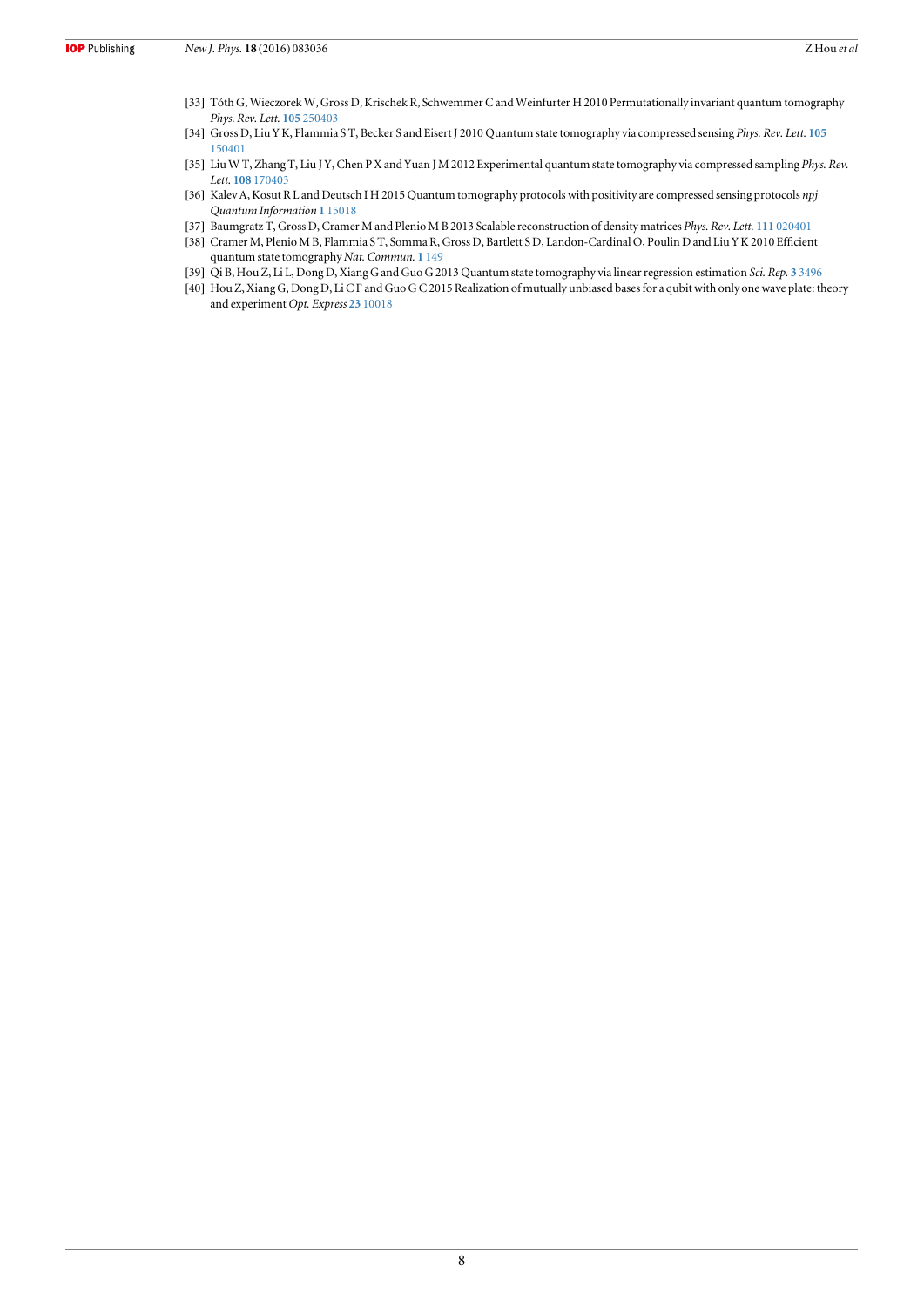[33] Tóth G, Wieczorek W, Gross D, Krischek R, Schwemmer C and Weinfurter H 2010 Permutationally invariant quantum tomography *Phys. Rev. Lett.* **105** 250403

[34] Gross D, Liu Y K, Flammia S T, Becker S and Eisert J 2010 Quantum state tomography via compressed sensing *Phys. Rev. Lett.* **105** 150401

[35] Liu W T, Zhang T, Liu J Y, Chen P X and Yuan J M 2012 Experimental quantum state tomography via compressed sampling *Phys. Rev. Lett.* **108** 170403

[36] Kalev A, Kosut R L and Deutsch I H 2015 Quantum tomography protocols with positivity are compressed sensing protocols *npj Quantum Information* **1** 15018

[37] Baumgratz T, Gross D, Cramer M and Plenio M B 2013 Scalable reconstruction of density matrices *Phys. Rev. Lett.* **111** 020401

[38] Cramer M, Plenio M B, Flammia S T, Somma R, Gross D, Bartlett S D, Landon-Cardinal O, Poulin D and Liu Y K 2010 Efficient quantum state tomography *Nat. Commun.* **1** 149

[39] Qi B, Hou Z, Li L, Dong D, Xiang G and Guo G 2013 Quantum state tomography via linear regression estimation *Sci. Rep.* **3** 3496

[40] Hou Z, Xiang G, Dong D, Li C F and Guo G C 2015 Realization of mutually unbiased bases for a qubit with only one wave plate: theory and experiment *Opt. Express* **23** 10018